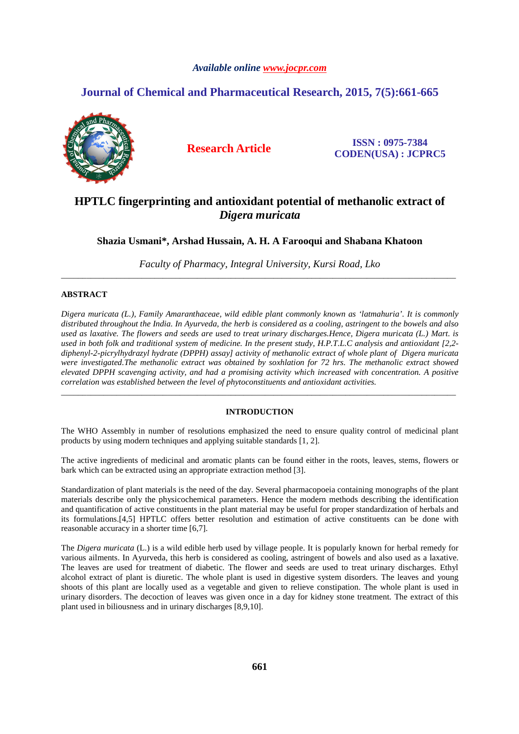*Available online www.jocpr.com*

**Journal of Chemical and Pharmaceutical Research, 2015, 7(5):661-665**

**Research Article**

**ISSN : 0975-7384**
**CODEN(USA) : JCPRC5**

# HPTLC fingerprinting and antioxidant potential of methanolic extract of *Digera muricata*

**Shazia Usmani\*, Arshad Hussain, A. H. A Farooqui and Shabana Khatoon**

*Faculty of Pharmacy, Integral University, Kursi Road, Lko*

---

## ABSTRACT

*Digera muricata (L.), Family Amaranthaceae, wild edible plant commonly known as 'latmahuria'. It is commonly distributed throughout the India. In Ayurveda, the herb is considered as a cooling, astringent to the bowels and also used as laxative. The flowers and seeds are used to treat urinary discharges.Hence, Digera muricata (L.) Mart. is used in both folk and traditional system of medicine. In the present study, H.P.T.L.C analysis and antioxidant [2,2-diphenyl-2-picrylhydrazyl hydrate (DPPH) assay] activity of methanolic extract of whole plant of Digera muricata were investigated.The methanolic extract was obtained by soxhlation for 72 hrs. The methanolic extract showed elevated DPPH scavenging activity, and had a promising activity which increased with concentration. A positive correlation was established between the level of phytoconstituents and antioxidant activities.*

---

## INTRODUCTION

The WHO Assembly in number of resolutions emphasized the need to ensure quality control of medicinal plant products by using modern techniques and applying suitable standards [1, 2].

The active ingredients of medicinal and aromatic plants can be found either in the roots, leaves, stems, flowers or bark which can be extracted using an appropriate extraction method [3].

Standardization of plant materials is the need of the day. Several pharmacopoeia containing monographs of the plant materials describe only the physicochemical parameters. Hence the modern methods describing the identification and quantification of active constituents in the plant material may be useful for proper standardization of herbals and its formulations.[4,5] HPTLC offers better resolution and estimation of active constituents can be done with reasonable accuracy in a shorter time [6,7].

The *Digera muricata* (L.) is a wild edible herb used by village people. It is popularly known for herbal remedy for various ailments. In Ayurveda, this herb is considered as cooling, astringent of bowels and also used as a laxative. The leaves are used for treatment of diabetic. The flower and seeds are used to treat urinary discharges. Ethyl alcohol extract of plant is diuretic. The whole plant is used in digestive system disorders. The leaves and young shoots of this plant are locally used as a vegetable and given to relieve constipation. The whole plant is used in urinary disorders. The decoction of leaves was given once in a day for kidney stone treatment. The extract of this plant used in biliousness and in urinary discharges [8,9,10].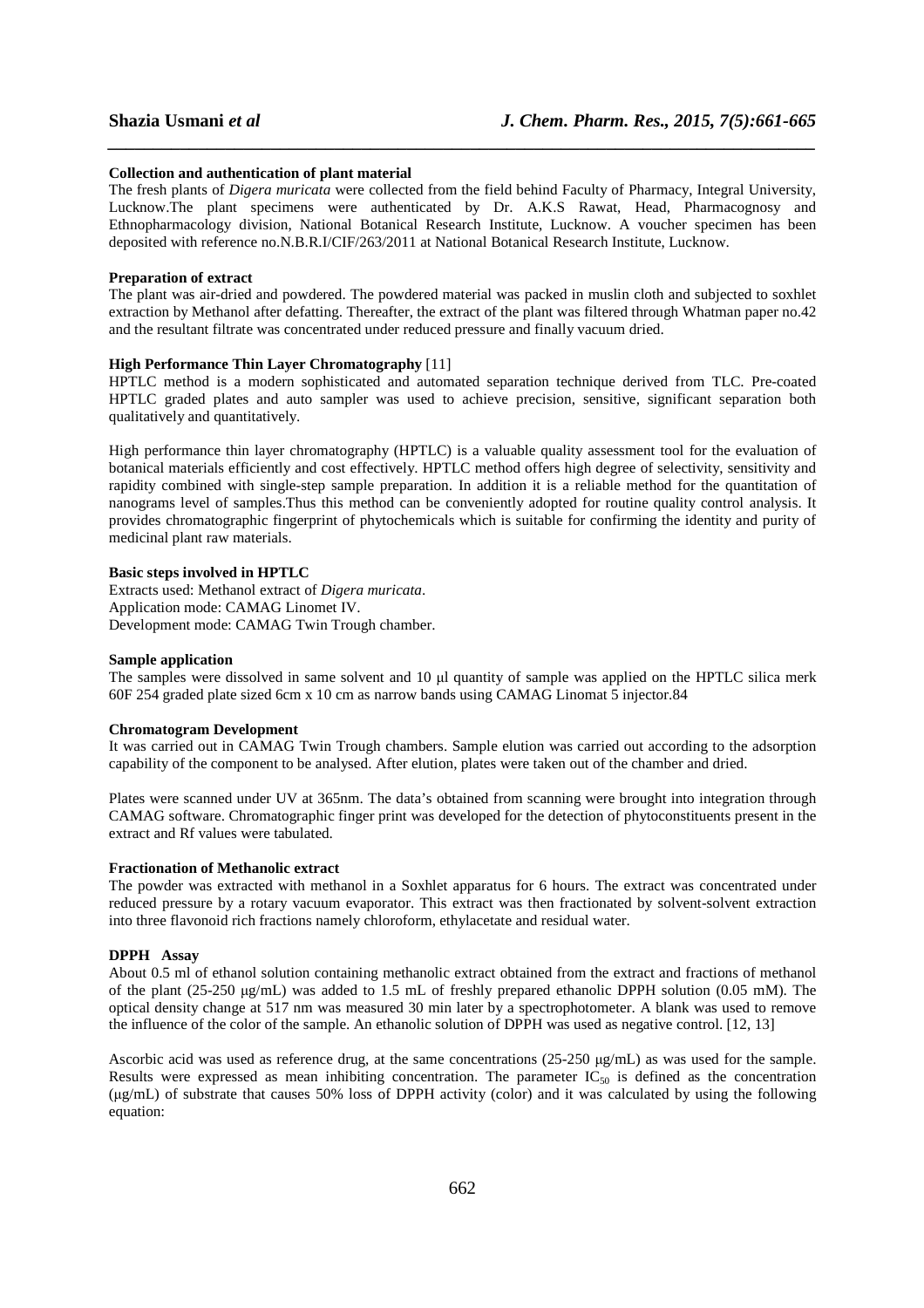**Collection and authentication of plant material**

The fresh plants of *Digera muricata* were collected from the field behind Faculty of Pharmacy, Integral University, Lucknow.The plant specimens were authenticated by Dr. A.K.S Rawat, Head, Pharmacognosy and Ethnopharmacology division, National Botanical Research Institute, Lucknow. A voucher specimen has been deposited with reference no.N.B.R.I/CIF/263/2011 at National Botanical Research Institute, Lucknow.

**Preparation of extract**

The plant was air-dried and powdered. The powdered material was packed in muslin cloth and subjected to soxhlet extraction by Methanol after defatting. Thereafter, the extract of the plant was filtered through Whatman paper no.42 and the resultant filtrate was concentrated under reduced pressure and finally vacuum dried.

**High Performance Thin Layer Chromatography** [11]

HPTLC method is a modern sophisticated and automated separation technique derived from TLC. Pre-coated HPTLC graded plates and auto sampler was used to achieve precision, sensitive, significant separation both qualitatively and quantitatively.

High performance thin layer chromatography (HPTLC) is a valuable quality assessment tool for the evaluation of botanical materials efficiently and cost effectively. HPTLC method offers high degree of selectivity, sensitivity and rapidity combined with single-step sample preparation. In addition it is a reliable method for the quantitation of nanograms level of samples.Thus this method can be conveniently adopted for routine quality control analysis. It provides chromatographic fingerprint of phytochemicals which is suitable for confirming the identity and purity of medicinal plant raw materials.

**Basic steps involved in HPTLC**

Extracts used: Methanol extract of *Digera muricata*.
Application mode: CAMAG Linomet IV.
Development mode: CAMAG Twin Trough chamber.

**Sample application**

The samples were dissolved in same solvent and 10 μl quantity of sample was applied on the HPTLC silica merk 60F 254 graded plate sized 6cm x 10 cm as narrow bands using CAMAG Linomat 5 injector.84

**Chromatogram Development**

It was carried out in CAMAG Twin Trough chambers. Sample elution was carried out according to the adsorption capability of the component to be analysed. After elution, plates were taken out of the chamber and dried.

Plates were scanned under UV at 365nm. The data's obtained from scanning were brought into integration through CAMAG software. Chromatographic finger print was developed for the detection of phytoconstituents present in the extract and Rf values were tabulated.

**Fractionation of Methanolic extract**

The powder was extracted with methanol in a Soxhlet apparatus for 6 hours. The extract was concentrated under reduced pressure by a rotary vacuum evaporator. This extract was then fractionated by solvent-solvent extraction into three flavonoid rich fractions namely chloroform, ethylacetate and residual water.

**DPPH Assay**

About 0.5 ml of ethanol solution containing methanolic extract obtained from the extract and fractions of methanol of the plant (25-250 μg/mL) was added to 1.5 mL of freshly prepared ethanolic DPPH solution (0.05 mM). The optical density change at 517 nm was measured 30 min later by a spectrophotometer. A blank was used to remove the influence of the color of the sample. An ethanolic solution of DPPH was used as negative control. [12, 13]

Ascorbic acid was used as reference drug, at the same concentrations (25-250 μg/mL) as was used for the sample. Results were expressed as mean inhibiting concentration. The parameter $IC_{50}$ is defined as the concentration (μg/mL) of substrate that causes 50% loss of DPPH activity (color) and it was calculated by using the following equation: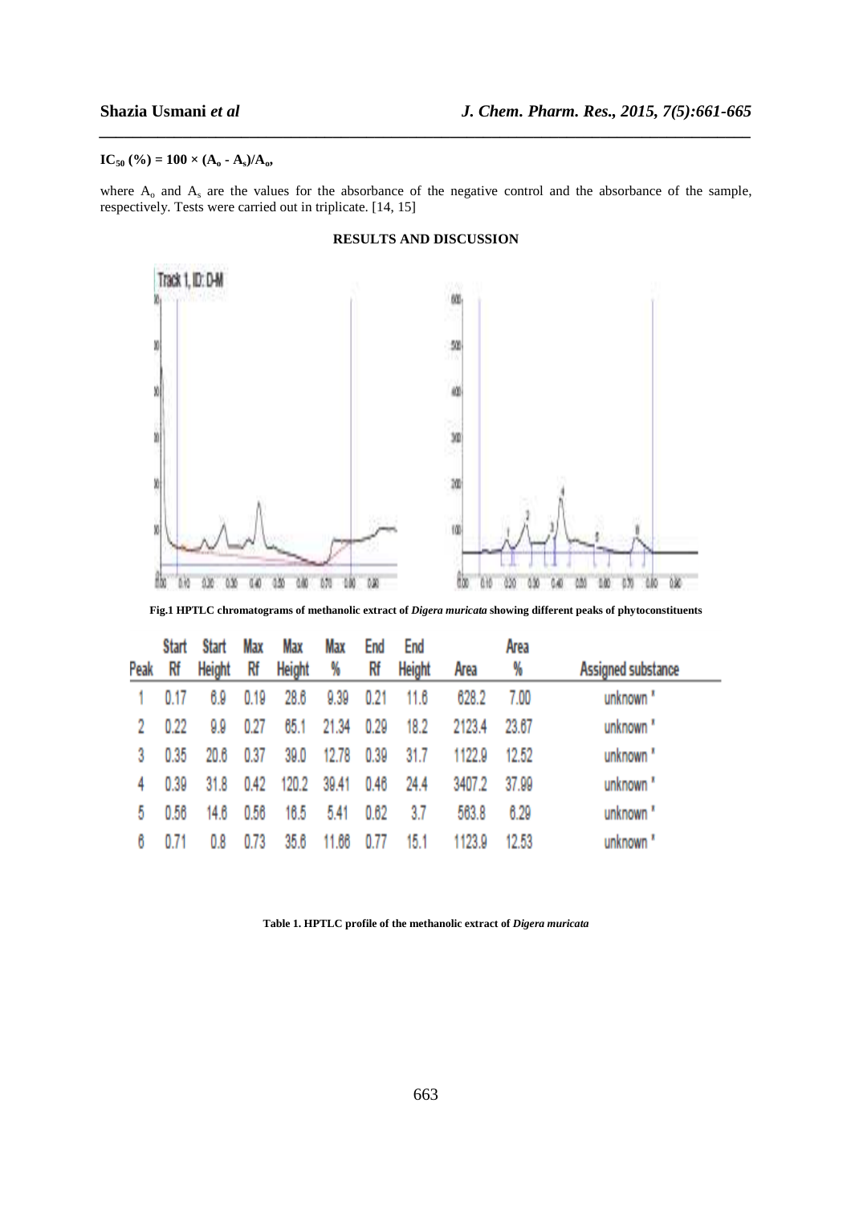$$IC_{50} (\%) = 100 \times (A_o - A_s)/A_o,$$

where $A_o$ and $A_s$ are the values for the absorbance of the negative control and the absorbance of the sample, respectively. Tests were carried out in triplicate. [14, 15]

## RESULTS AND DISCUSSION

**Fig.1 HPTLC chromatograms of methanolic extract of *Digera muricata* showing different peaks of phytoconstituents**

| Peak | Start Rf | Start Height | Max Rf | Max Height | Max % | End Rf | End Height | Area | Area % | Assigned substance |
|---|---|---|---|---|---|---|---|---|---|---|
| 1 | 0.17 | 6.9 | 0.19 | 28.6 | 9.39 | 0.21 | 11.6 | 628.2 | 7.00 | unknown * |
| 2 | 0.22 | 9.9 | 0.27 | 65.1 | 21.34 | 0.29 | 18.2 | 2123.4 | 23.67 | unknown * |
| 3 | 0.35 | 20.6 | 0.37 | 39.0 | 12.78 | 0.39 | 31.7 | 1122.9 | 12.52 | unknown * |
| 4 | 0.39 | 31.8 | 0.42 | 120.2 | 39.41 | 0.46 | 24.4 | 3407.2 | 37.99 | unknown * |
| 5 | 0.56 | 14.6 | 0.58 | 16.5 | 5.41 | 0.62 | 3.7 | 563.8 | 6.29 | unknown * |
| 6 | 0.71 | 0.8 | 0.73 | 35.6 | 11.66 | 0.77 | 15.1 | 1123.9 | 12.53 | unknown * |

**Table 1. HPTLC profile of the methanolic extract of *Digera muricata***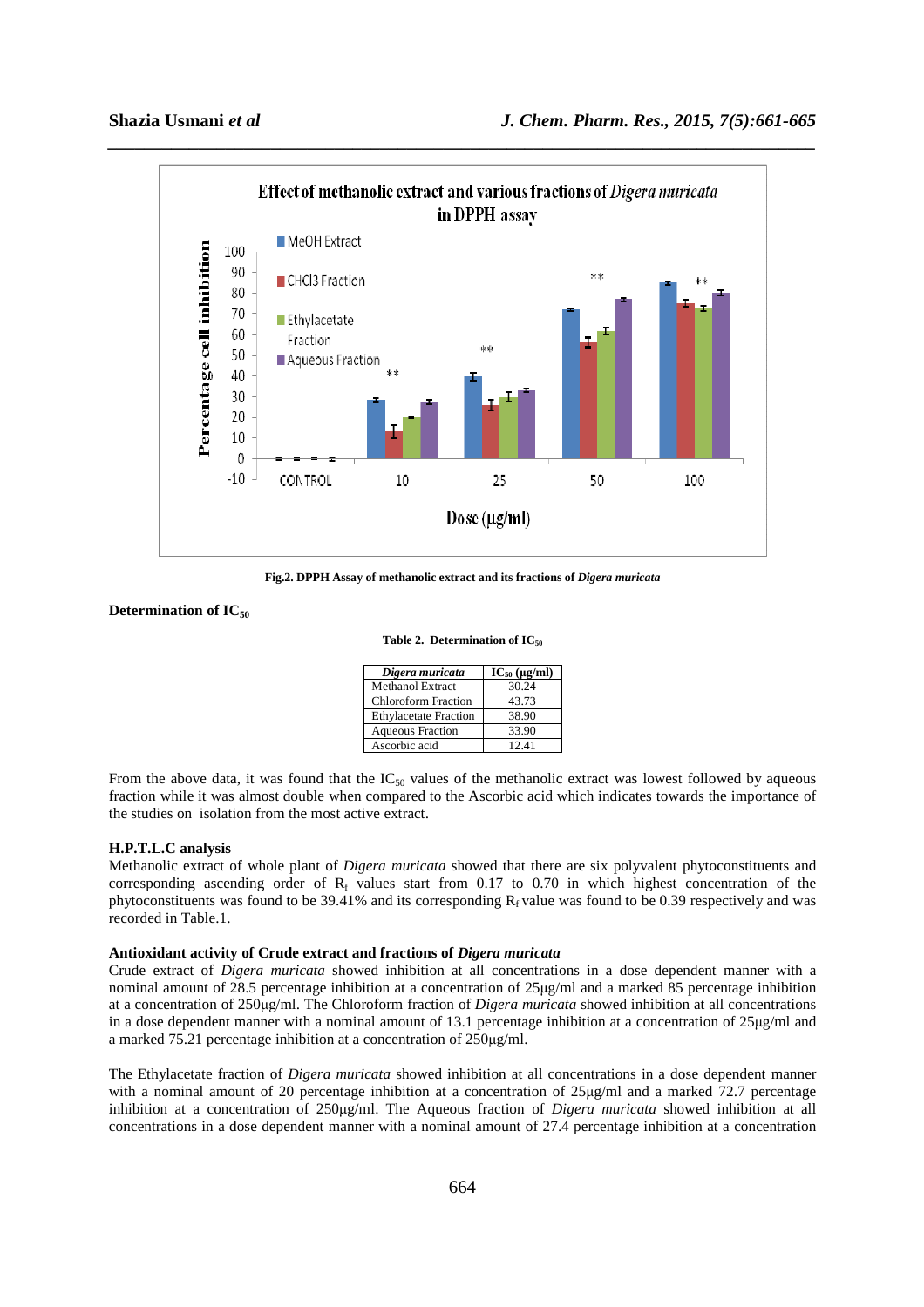Fig.2. DPPH Assay of methanolic extract and its fractions of *Digera muricata*

**Determination of $IC_{50}$**

Table 2. Determination of $IC_{50}$

| *Digera muricata* | $IC_{50}$ (μg/ml) |
|---|---|
| Methanol Extract | 30.24 |
| Chloroform Fraction | 43.73 |
| Ethylacetate Fraction | 38.90 |
| Aqueous Fraction | 33.90 |
| Ascorbic acid | 12.41 |

From the above data, it was found that the $IC_{50}$ values of the methanolic extract was lowest followed by aqueous fraction while it was almost double when compared to the Ascorbic acid which indicates towards the importance of the studies on isolation from the most active extract.

**H.P.T.L.C analysis**

Methanolic extract of whole plant of *Digera muricata* showed that there are six polyvalent phytoconstituents and corresponding ascending order of $R_f$ values start from 0.17 to 0.70 in which highest concentration of the phytoconstituents was found to be 39.41% and its corresponding $R_f$ value was found to be 0.39 respectively and was recorded in Table.1.

**Antioxidant activity of Crude extract and fractions of *Digera muricata***

Crude extract of *Digera muricata* showed inhibition at all concentrations in a dose dependent manner with a nominal amount of 28.5 percentage inhibition at a concentration of 25μg/ml and a marked 85 percentage inhibition at a concentration of 250μg/ml. The Chloroform fraction of *Digera muricata* showed inhibition at all concentrations in a dose dependent manner with a nominal amount of 13.1 percentage inhibition at a concentration of 25μg/ml and a marked 75.21 percentage inhibition at a concentration of 250μg/ml.

The Ethylacetate fraction of *Digera muricata* showed inhibition at all concentrations in a dose dependent manner with a nominal amount of 20 percentage inhibition at a concentration of 25μg/ml and a marked 72.7 percentage inhibition at a concentration of 250μg/ml. The Aqueous fraction of *Digera muricata* showed inhibition at all concentrations in a dose dependent manner with a nominal amount of 27.4 percentage inhibition at a concentration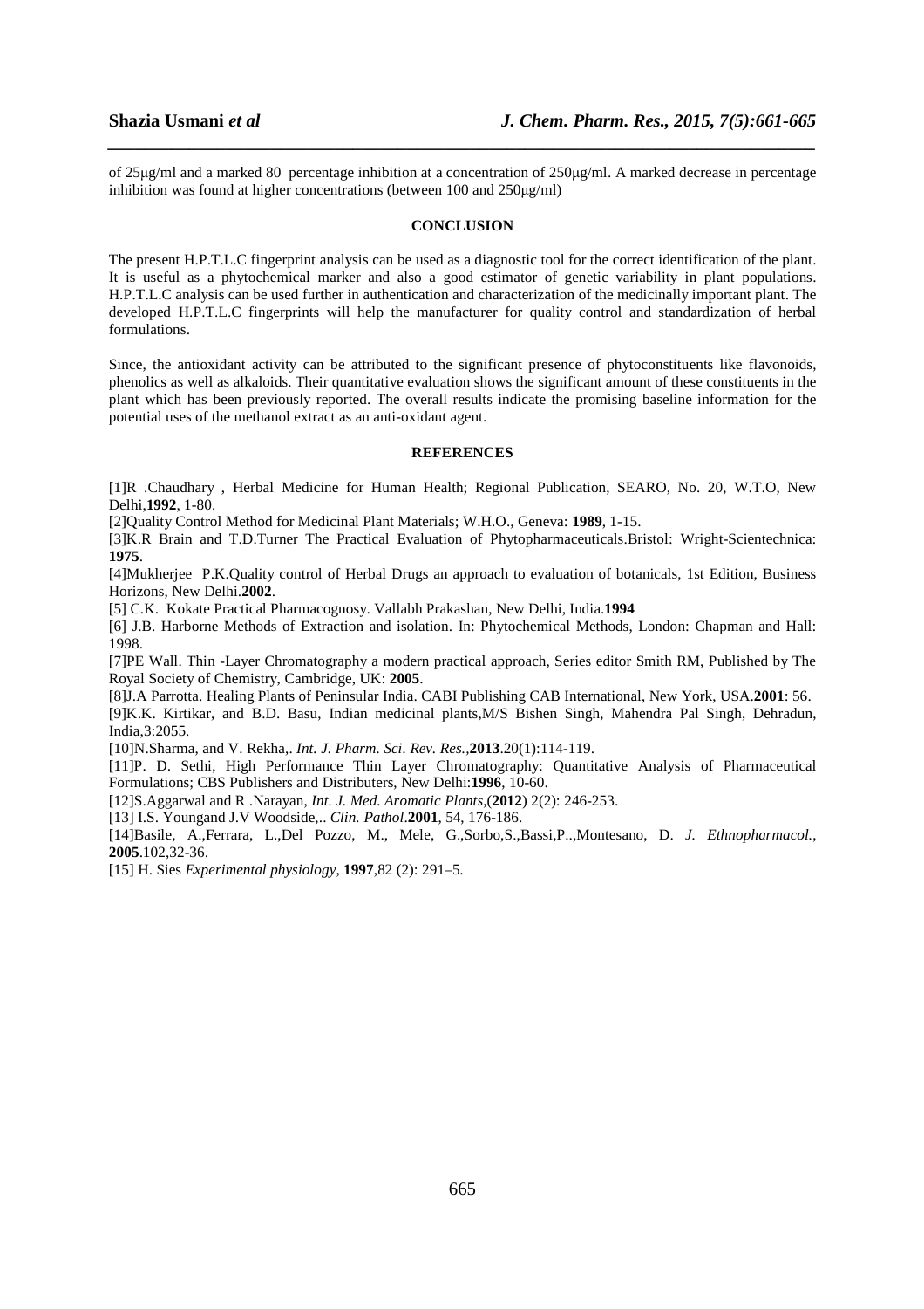of 25μg/ml and a marked 80 percentage inhibition at a concentration of 250μg/ml. A marked decrease in percentage inhibition was found at higher concentrations (between 100 and 250μg/ml)

## CONCLUSION

The present H.P.T.L.C fingerprint analysis can be used as a diagnostic tool for the correct identification of the plant. It is useful as a phytochemical marker and also a good estimator of genetic variability in plant populations. H.P.T.L.C analysis can be used further in authentication and characterization of the medicinally important plant. The developed H.P.T.L.C fingerprints will help the manufacturer for quality control and standardization of herbal formulations.

Since, the antioxidant activity can be attributed to the significant presence of phytoconstituents like flavonoids, phenolics as well as alkaloids. Their quantitative evaluation shows the significant amount of these constituents in the plant which has been previously reported. The overall results indicate the promising baseline information for the potential uses of the methanol extract as an anti-oxidant agent.

## REFERENCES

[1]R .Chaudhary , Herbal Medicine for Human Health; Regional Publication, SEARO, No. 20, W.T.O, New Delhi,**1992**, 1-80.

[2]Quality Control Method for Medicinal Plant Materials; W.H.O., Geneva: **1989**, 1-15.

[3]K.R Brain and T.D.Turner The Practical Evaluation of Phytopharmaceuticals.Bristol: Wright-Scientechnica: **1975**.

[4]Mukherjee P.K.Quality control of Herbal Drugs an approach to evaluation of botanicals, 1st Edition, Business Horizons, New Delhi.**2002**.

[5] C.K. Kokate Practical Pharmacognosy. Vallabh Prakashan, New Delhi, India.**1994**

[6] J.B. Harborne Methods of Extraction and isolation. In: Phytochemical Methods, London: Chapman and Hall: 1998.

[7]PE Wall. Thin -Layer Chromatography a modern practical approach, Series editor Smith RM, Published by The Royal Society of Chemistry, Cambridge, UK: **2005**.

[8]J.A Parrotta. Healing Plants of Peninsular India. CABI Publishing CAB International, New York, USA.**2001**: 56.

[9]K.K. Kirtikar, and B.D. Basu, Indian medicinal plants,M/S Bishen Singh, Mahendra Pal Singh, Dehradun, India,3:2055.

[10]N.Sharma, and V. Rekha,. *Int. J. Pharm. Sci. Rev. Res.*,**2013**.20(1):114-119.

[11]P. D. Sethi, High Performance Thin Layer Chromatography: Quantitative Analysis of Pharmaceutical Formulations; CBS Publishers and Distributers, New Delhi:**1996**, 10-60.

[12]S.Aggarwal and R .Narayan, *Int. J. Med. Aromatic Plants*,(**2012**) 2(2): 246-253.

[13] I.S. Youngand J.V Woodside,.. *Clin. Pathol*.**2001**, 54, 176-186.

[14]Basile, A.,Ferrara, L.,Del Pozzo, M., Mele, G.,Sorbo,S.,Bassi,P..,Montesano, D. *J. Ethnopharmacol.*, **2005**.102,32-36.

[15] H. Sies *Experimental physiology*, **1997**,82 (2): 291–5.